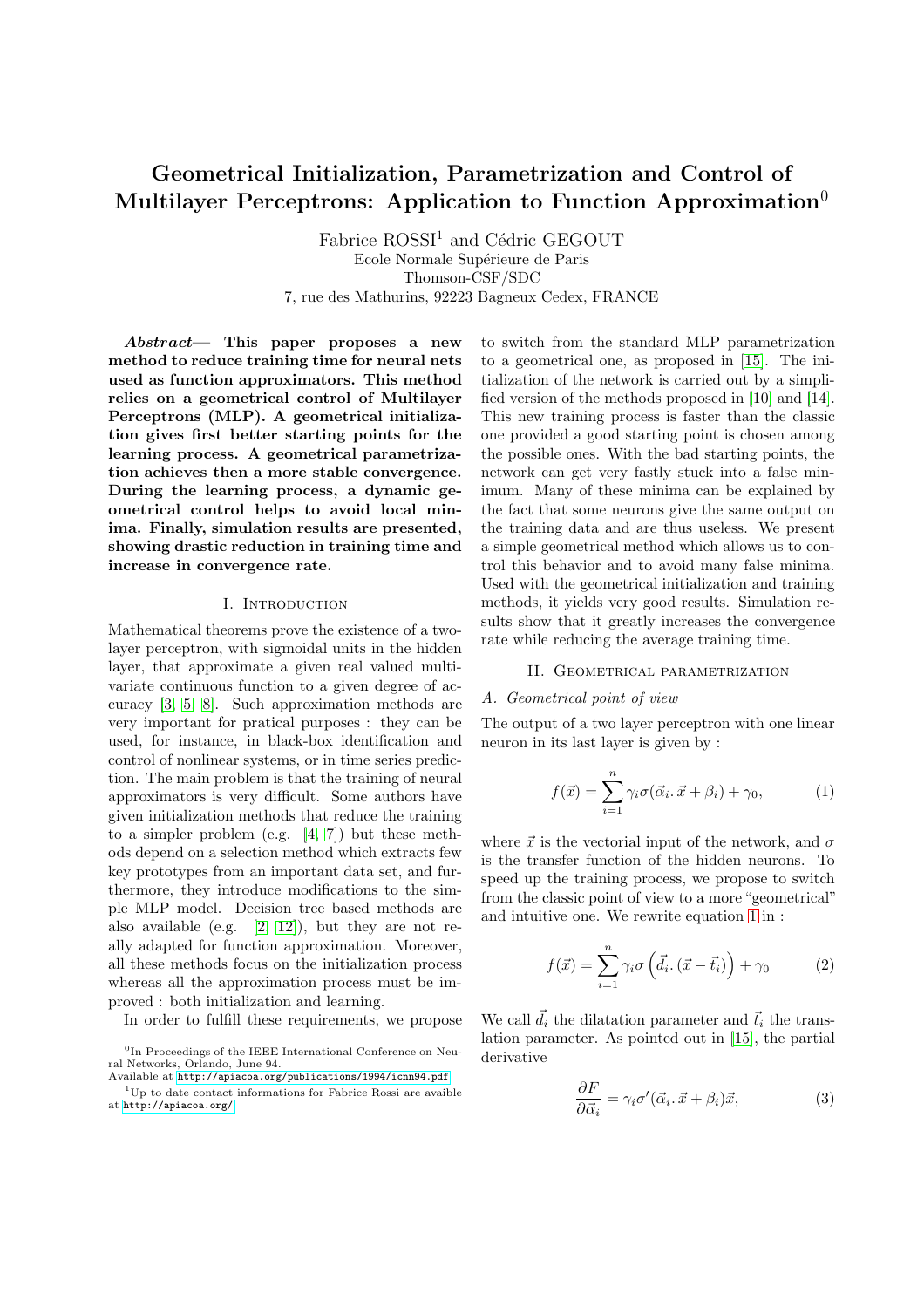# Geometrical Initialization, Parametrization and Control of Multilayer Perceptrons: Application to Function Approximation[0]

Fabrice ROSSI[1] and Cédric GEGOUT
Ecole Normale Supérieure de Paris
Thomson-CSF/SDC
7, rue des Mathurins, 92223 Bagneux Cedex, FRANCE

***Abstract*— This paper proposes a new method to reduce training time for neural nets used as function approximators. This method relies on a geometrical control of Multilayer Perceptrons (MLP). A geometrical initialization gives first better starting points for the learning process. A geometrical parametrization achieves then a more stable convergence. During the learning process, a dynamic geometrical control helps to avoid local minima. Finally, simulation results are presented, showing drastic reduction in training time and increase in convergence rate.**

## I. Introduction

Mathematical theorems prove the existence of a two-layer perceptron, with sigmoidal units in the hidden layer, that approximate a given real valued multivariate continuous function to a given degree of accuracy [3, 5, 8]. Such approximation methods are very important for pratical purposes : they can be used, for instance, in black-box identification and control of nonlinear systems, or in time series prediction. The main problem is that the training of neural approximators is very difficult. Some authors have given initialization methods that reduce the training to a simpler problem (e.g. [4, 7]) but these methods depend on a selection method which extracts few key prototypes from an important data set, and furthermore, they introduce modifications to the simple MLP model. Decision tree based methods are also available (e.g. [2, 12]), but they are not really adapted for function approximation. Moreover, all these methods focus on the initialization process whereas all the approximation process must be improved : both initialization and learning.

In order to fulfill these requirements, we propose to switch from the standard MLP parametrization to a geometrical one, as proposed in [15]. The initialization of the network is carried out by a simplified version of the methods proposed in [10] and [14]. This new training process is faster than the classic one provided a good starting point is chosen among the possible ones. With the bad starting points, the network can get very fastly stuck into a false minimum. Many of these minima can be explained by the fact that some neurons give the same output on the training data and are thus useless. We present a simple geometrical method which allows us to control this behavior and to avoid many false minima. Used with the geometrical initialization and training methods, it yields very good results. Simulation results show that it greatly increases the convergence rate while reducing the average training time.

## II. Geometrical parametrization

### A. Geometrical point of view

The output of a two layer perceptron with one linear neuron in its last layer is given by :

$$f(\vec{x}) = \sum_{i=1}^{n} \gamma_i \sigma(\vec{\alpha}_i . \vec{x} + \beta_i) + \gamma_0, \tag{1}$$

where $\vec{x}$ is the vectorial input of the network, and $\sigma$ is the transfer function of the hidden neurons. To speed up the training process, we propose to switch from the classic point of view to a more "geometrical" and intuitive one. We rewrite equation 1 in :

$$f(\vec{x}) = \sum_{i=1}^{n} \gamma_i \sigma\left(\vec{d}_i . (\vec{x} - \vec{t}_i)\right) + \gamma_0 \tag{2}$$

We call $\vec{d}_i$ the dilatation parameter and $\vec{t}_i$ the translation parameter. As pointed out in [15], the partial derivative

$$\frac{\partial F}{\partial \vec{\alpha}_i} = \gamma_i \sigma'(\vec{\alpha}_i . \vec{x} + \beta_i)\vec{x}, \tag{3}$$

[0] In Proceedings of the IEEE International Conference on Neural Networks, Orlando, June 94.
Available at http://apiacoa.org/publications/1994/icnn94.pdf

[1] Up to date contact informations for Fabrice Rossi are avaible at http://apiacoa.org/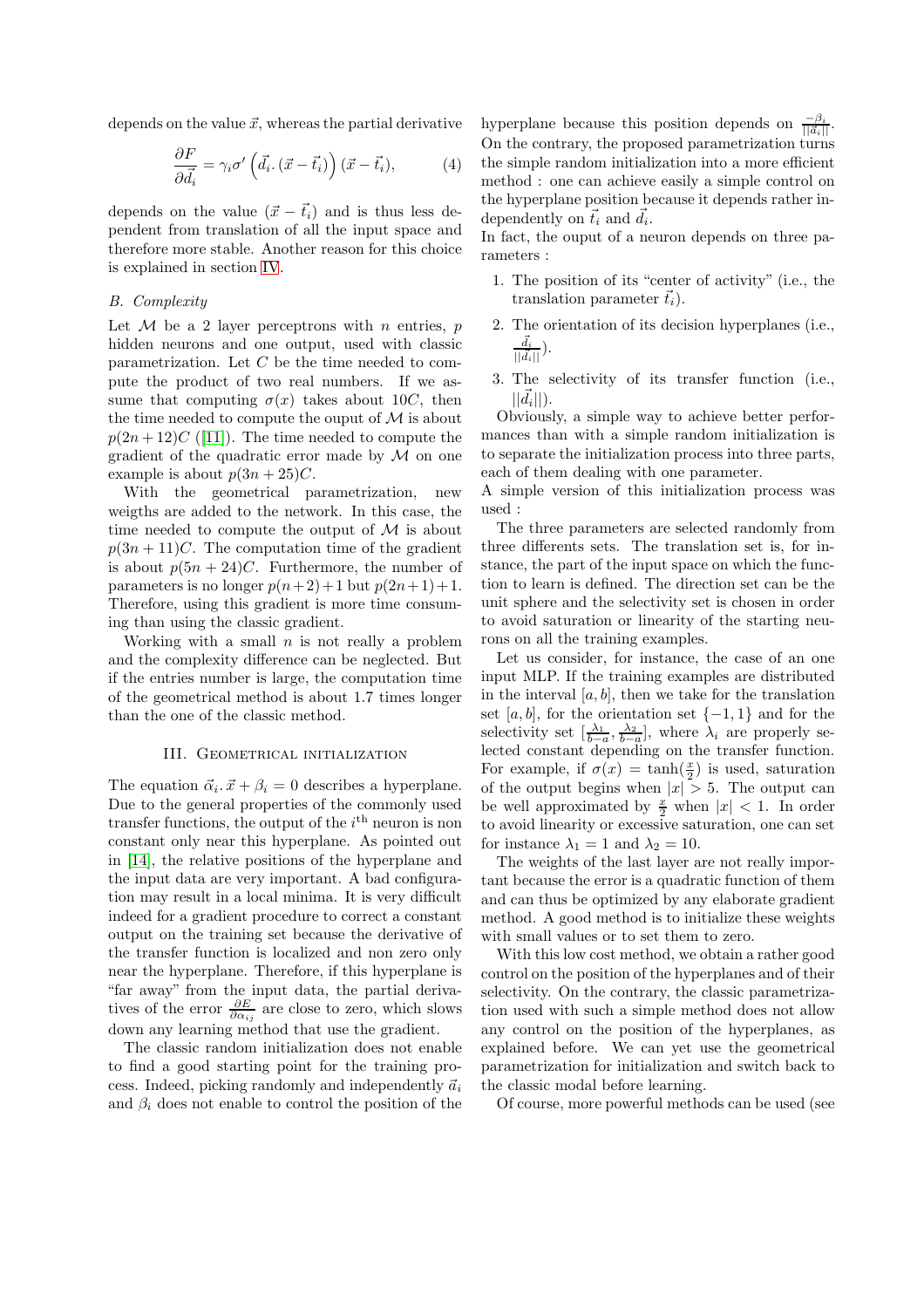depends on the value $\vec{x}$, whereas the partial derivative

$$\frac{\partial F}{\partial \vec{d_i}} = \gamma_i \sigma' \left( \vec{d_i}.\left(\vec{x} - \vec{t_i}\right) \right) \left(\vec{x} - \vec{t_i}\right), \tag{4}$$

depends on the value $(\vec{x} - \vec{t_i})$ and is thus less dependent from translation of all the input space and therefore more stable. Another reason for this choice is explained in section IV.

### B. Complexity

Let $\mathcal{M}$ be a 2 layer perceptrons with $n$ entries, $p$ hidden neurons and one output, used with classic parametrization. Let $C$ be the time needed to compute the product of two real numbers. If we assume that computing $\sigma(x)$ takes about $10C$, then the time needed to compute the ouput of $\mathcal{M}$ is about $p(2n+12)C$ ([11]). The time needed to compute the gradient of the quadratic error made by $\mathcal{M}$ on one example is about $p(3n+25)C$.

With the geometrical parametrization, new weigths are added to the network. In this case, the time needed to compute the output of $\mathcal{M}$ is about $p(3n+11)C$. The computation time of the gradient is about $p(5n+24)C$. Furthermore, the number of parameters is no longer $p(n+2)+1$ but $p(2n+1)+1$. Therefore, using this gradient is more time consuming than using the classic gradient.

Working with a small $n$ is not really a problem and the complexity difference can be neglected. But if the entries number is large, the computation time of the geometrical method is about 1.7 times longer than the one of the classic method.

## III. Geometrical initialization

The equation $\vec{\alpha}_i.\vec{x} + \beta_i = 0$ describes a hyperplane. Due to the general properties of the commonly used transfer functions, the output of the $i^{\text{th}}$ neuron is non constant only near this hyperplane. As pointed out in [14], the relative positions of the hyperplane and the input data are very important. A bad configuration may result in a local minima. It is very difficult indeed for a gradient procedure to correct a constant output on the training set because the derivative of the transfer function is localized and non zero only near the hyperplane. Therefore, if this hyperplane is "far away" from the input data, the partial derivatives of the error $\frac{\partial E}{\partial \alpha_{ij}}$ are close to zero, which slows down any learning method that use the gradient.

The classic random initialization does not enable to find a good starting point for the training process. Indeed, picking randomly and independently $\vec{a}_i$ and $\beta_i$ does not enable to control the position of the hyperplane because this position depends on $\frac{-\beta_i}{||\vec{a_i}||}$. On the contrary, the proposed parametrization turns the simple random initialization into a more efficient method : one can achieve easily a simple control on the hyperplane position because it depends rather independently on $\vec{t_i}$ and $\vec{d_i}$.

In fact, the ouput of a neuron depends on three parameters :

1. The position of its "center of activity" (i.e., the translation parameter $\vec{t_i}$).
2. The orientation of its decision hyperplanes (i.e., $\frac{\vec{d_i}}{||\vec{d_i}||}$).
3. The selectivity of its transfer function (i.e., $||\vec{d_i}||$).

Obviously, a simple way to achieve better performances than with a simple random initialization is to separate the initialization process into three parts, each of them dealing with one parameter.

A simple version of this initialization process was used :

The three parameters are selected randomly from three differents sets. The translation set is, for instance, the part of the input space on which the function to learn is defined. The direction set can be the unit sphere and the selectivity set is chosen in order to avoid saturation or linearity of the starting neurons on all the training examples.

Let us consider, for instance, the case of an one input MLP. If the training examples are distributed in the interval $[a, b]$, then we take for the translation set $[a, b]$, for the orientation set $\{-1, 1\}$ and for the selectivity set $[\frac{\lambda_1}{b-a}, \frac{\lambda_2}{b-a}]$, where $\lambda_i$ are properly selected constant depending on the transfer function. For example, if $\sigma(x) = \tanh(\frac{x}{2})$ is used, saturation of the output begins when $|x| > 5$. The output can be well approximated by $\frac{x}{2}$ when $|x| < 1$. In order to avoid linearity or excessive saturation, one can set for instance $\lambda_1 = 1$ and $\lambda_2 = 10$.

The weights of the last layer are not really important because the error is a quadratic function of them and can thus be optimized by any elaborate gradient method. A good method is to initialize these weights with small values or to set them to zero.

With this low cost method, we obtain a rather good control on the position of the hyperplanes and of their selectivity. On the contrary, the classic parametrization used with such a simple method does not allow any control on the position of the hyperplanes, as explained before. We can yet use the geometrical parametrization for initialization and switch back to the classic modal before learning.

Of course, more powerful methods can be used (see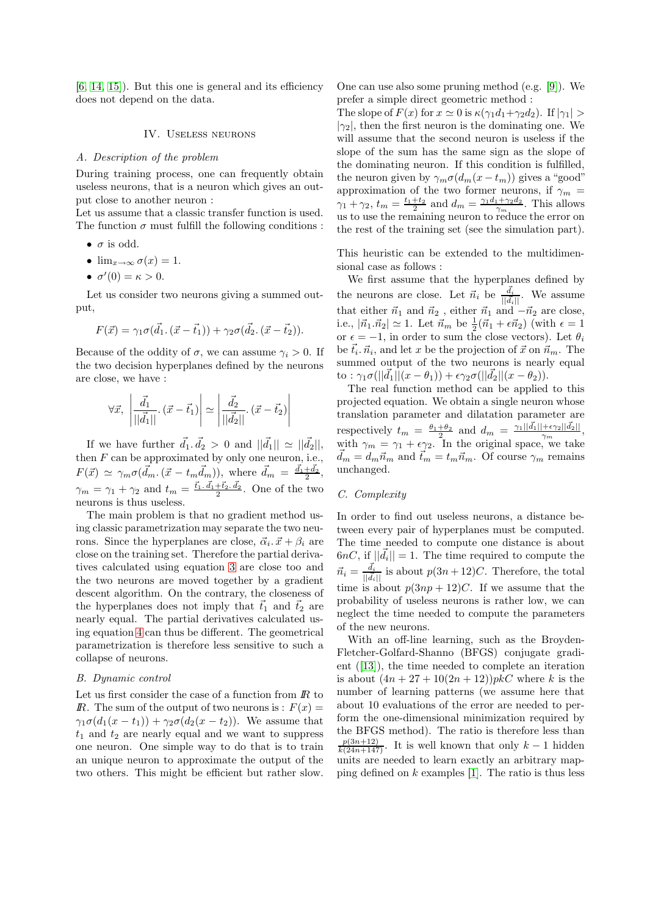[6, 14, 15]). But this one is general and its efficiency does not depend on the data.

## IV. Useless neurons

### A. Description of the problem

During training process, one can frequently obtain useless neurons, that is a neuron which gives an output close to another neuron :

Let us assume that a classic transfer function is used. The function $\sigma$ must fulfill the following conditions :

- $\sigma$ is odd.
- $\lim_{x\to\infty} \sigma(x) = 1$.
- $\sigma'(0) = \kappa > 0$.

Let us consider two neurons giving a summed output,

$$F(\vec{x}) = \gamma_1 \sigma(\vec{d_1}.(\vec{x} - \vec{t_1})) + \gamma_2 \sigma(\vec{d_2}.(\vec{x} - \vec{t_2})).$$

Because of the oddity of $\sigma$, we can assume $\gamma_i > 0$. If the two decision hyperplanes defined by the neurons are close, we have :

$$\forall \vec{x}, \left| \frac{\vec{d_1}}{||\vec{d_1}||}.(\vec{x} - \vec{t_1}) \right| \simeq \left| \frac{\vec{d_2}}{||\vec{d_2}||}.(\vec{x} - \vec{t_2}) \right|$$

If we have further $\vec{d_1}.\vec{d_2} > 0$ and $||\vec{d_1}|| \simeq ||\vec{d_2}||$, then $F$ can be approximated by only one neuron, i.e., $F(\vec{x}) \simeq \gamma_m \sigma(\vec{d_m}.(\vec{x} - t_m \vec{d_m}))$, where $\vec{d_m} = \frac{\vec{d_1} + \vec{d_2}}{2}$, $\gamma_m = \gamma_1 + \gamma_2$ and $t_m = \frac{\vec{t_1}.\vec{d_1} + \vec{t_2}.\vec{d_2}}{2}$. One of the two neurons is thus useless.

The main problem is that no gradient method using classic parametrization may separate the two neurons. Since the hyperplanes are close, $\vec{\alpha_i}.\vec{x} + \beta_i$ are close on the training set. Therefore the partial derivatives calculated using equation 3 are close too and the two neurons are moved together by a gradient descent algorithm. On the contrary, the closeness of the hyperplanes does not imply that $\vec{t_1}$ and $\vec{t_2}$ are nearly equal. The partial derivatives calculated using equation 4 can thus be different. The geometrical parametrization is therefore less sensitive to such a collapse of neurons.

### B. Dynamic control

Let us first consider the case of a function from $I\!R$ to $I\!R$. The sum of the output of two neurons is : $F(x) = \gamma_1 \sigma(d_1(x - t_1)) + \gamma_2 \sigma(d_2(x - t_2))$. We assume that $t_1$ and $t_2$ are nearly equal and we want to suppress one neuron. One simple way to do that is to train an unique neuron to approximate the output of the two others. This might be efficient but rather slow. One can use also some pruning method (e.g. [9]). We prefer a simple direct geometric method :

The slope of $F(x)$ for $x \simeq 0$ is $\kappa(\gamma_1 d_1 + \gamma_2 d_2)$. If $|\gamma_1| > |\gamma_2|$, then the first neuron is the dominating one. We will assume that the second neuron is useless if the slope of the sum has the same sign as the slope of the dominating neuron. If this condition is fulfilled, the neuron given by $\gamma_m \sigma(d_m(x - t_m))$ gives a "good" approximation of the two former neurons, if $\gamma_m = \gamma_1 + \gamma_2$, $t_m = \frac{t_1 + t_2}{2}$ and $d_m = \frac{\gamma_1 d_1 + \gamma_2 d_2}{\gamma_m}$. This allows us to use the remaining neuron to reduce the error on the rest of the training set (see the simulation part).

This heuristic can be extended to the multidimensional case as follows :

We first assume that the hyperplanes defined by the neurons are close. Let $\vec{n}_i$ be $\frac{\vec{d_i}}{||\vec{d_i}||}$. We assume that either $\vec{n}_1$ and $\vec{n}_2$ , either $\vec{n}_1$ and $-\vec{n}_2$ are close, i.e., $|\vec{n}_1.\vec{n}_2| \simeq 1$. Let $\vec{n}_m$ be $\frac{1}{2}(\vec{n}_1 + \epsilon \vec{n}_2)$ (with $\epsilon = 1$ or $\epsilon = -1$, in order to sum the close vectors). Let $\theta_i$ be $\vec{t_i}.\vec{n}_i$, and let $x$ be the projection of $\vec{x}$ on $\vec{n}_m$. The summed output of the two neurons is nearly equal to : $\gamma_1 \sigma(||\vec{d_1}||(x - \theta_1)) + \epsilon \gamma_2 \sigma(||\vec{d_2}||(x - \theta_2))$.

The real function method can be applied to this projected equation. We obtain a single neuron whose translation parameter and dilatation parameter are respectively $t_m = \frac{\theta_1 + \theta_2}{2}$ and $d_m = \frac{\gamma_1 ||\vec{d_1}|| + \epsilon \gamma_2 ||\vec{d_2}||}{\gamma_m}$, with $\gamma_m = \gamma_1 + \epsilon \gamma_2$. In the original space, we take $\vec{d_m} = d_m \vec{n}_m$ and $\vec{t_m} = t_m \vec{n}_m$. Of course $\gamma_m$ remains unchanged.

### C. Complexity

In order to find out useless neurons, a distance between every pair of hyperplanes must be computed. The time needed to compute one distance is about $6nC$, if $||\vec{d_i}|| = 1$. The time required to compute the $\vec{n}_i = \frac{\vec{d_i}}{||\vec{d_i}||}$ is about $p(3n + 12)C$. Therefore, the total time is about $p(3np + 12)C$. If we assume that the probability of useless neurons is rather low, we can neglect the time needed to compute the parameters of the new neurons.

With an off-line learning, such as the Broyden-Fletcher-Golfard-Shanno (BFGS) conjugate gradient ([13]), the time needed to complete an iteration is about $(4n + 27 + 10(2n + 12))pkC$ where $k$ is the number of learning patterns (we assume here that about 10 evaluations of the error are needed to perform the one-dimensional minimization required by the BFGS method). The ratio is therefore less than $\frac{p(3n+12)}{k(24n+147)}$. It is well known that only $k-1$ hidden units are needed to learn exactly an arbitrary mapping defined on $k$ examples [1]. The ratio is thus less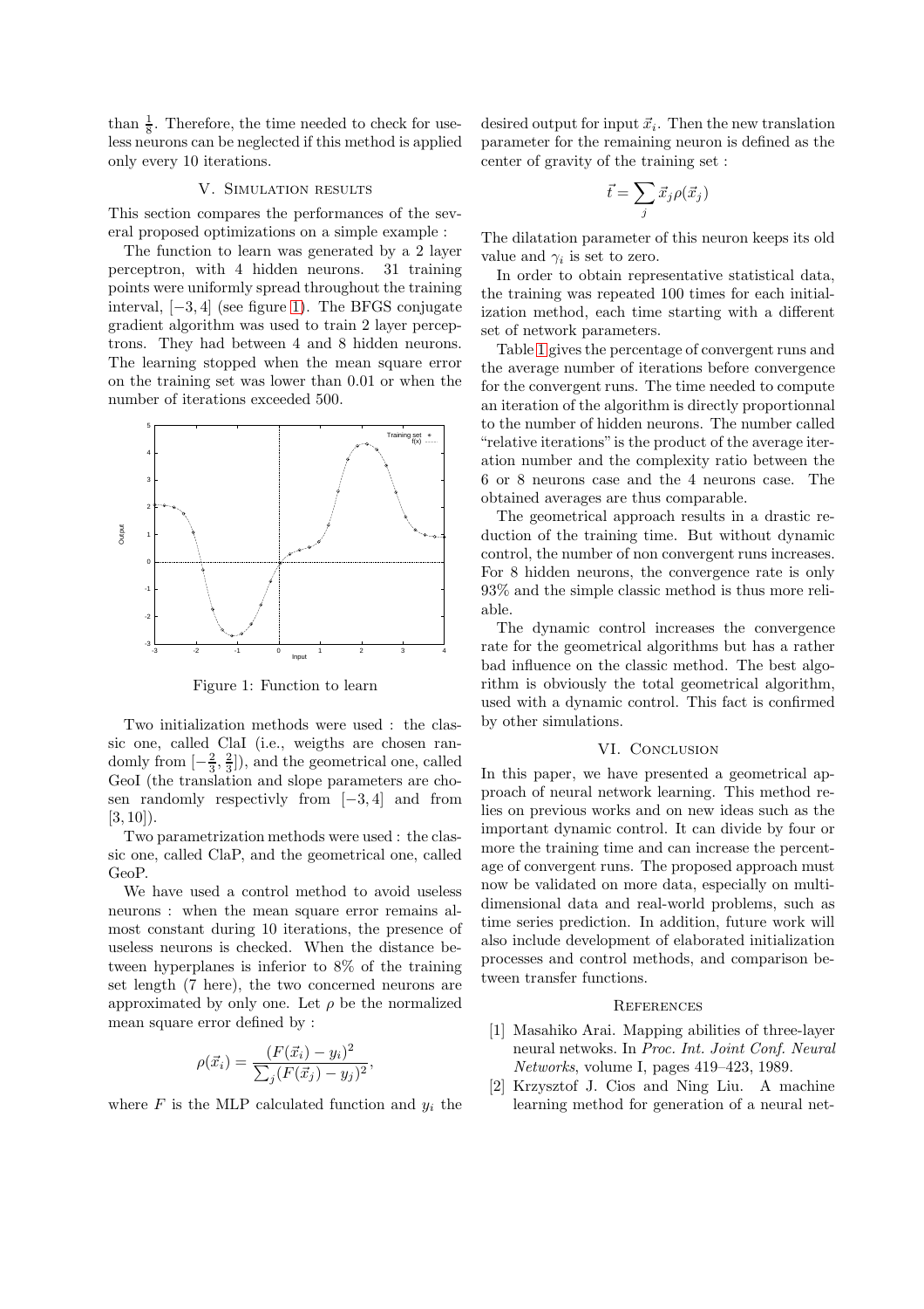than $\frac{1}{8}$. Therefore, the time needed to check for useless neurons can be neglected if this method is applied only every 10 iterations.

## V. Simulation results

This section compares the performances of the several proposed optimizations on a simple example :

The function to learn was generated by a 2 layer perceptron, with 4 hidden neurons. 31 training points were uniformly spread throughout the training interval, $[-3, 4]$ (see figure 1). The BFGS conjugate gradient algorithm was used to train 2 layer perceptrons. They had between 4 and 8 hidden neurons. The learning stopped when the mean square error on the training set was lower than 0.01 or when the number of iterations exceeded 500.

Figure 1: Function to learn

Two initialization methods were used : the classic one, called ClaI (i.e., weigths are chosen randomly from $[-\frac{2}{3}, \frac{2}{3}]$), and the geometrical one, called GeoI (the translation and slope parameters are chosen randomly respectivly from $[-3, 4]$ and from $[3, 10]$).

Two parametrization methods were used : the classic one, called ClaP, and the geometrical one, called GeoP.

We have used a control method to avoid useless neurons : when the mean square error remains almost constant during 10 iterations, the presence of useless neurons is checked. When the distance between hyperplanes is inferior to 8% of the training set length (7 here), the two concerned neurons are approximated by only one. Let $\rho$ be the normalized mean square error defined by :

$$\rho(\vec{x}_i) = \frac{(F(\vec{x}_i) - y_i)^2}{\sum_j (F(\vec{x}_j) - y_j)^2},$$

where $F$ is the MLP calculated function and $y_i$ the desired output for input $\vec{x}_i$. Then the new translation parameter for the remaining neuron is defined as the center of gravity of the training set :

$$\vec{t} = \sum_j \vec{x}_j \rho(\vec{x}_j)$$

The dilatation parameter of this neuron keeps its old value and $\gamma_i$ is set to zero.

In order to obtain representative statistical data, the training was repeated 100 times for each initialization method, each time starting with a different set of network parameters.

Table 1 gives the percentage of convergent runs and the average number of iterations before convergence for the convergent runs. The time needed to compute an iteration of the algorithm is directly proportionnal to the number of hidden neurons. The number called "relative iterations" is the product of the average iteration number and the complexity ratio between the 6 or 8 neurons case and the 4 neurons case. The obtained averages are thus comparable.

The geometrical approach results in a drastic reduction of the training time. But without dynamic control, the number of non convergent runs increases. For 8 hidden neurons, the convergence rate is only 93% and the simple classic method is thus more reliable.

The dynamic control increases the convergence rate for the geometrical algorithms but has a rather bad influence on the classic method. The best algorithm is obviously the total geometrical algorithm, used with a dynamic control. This fact is confirmed by other simulations.

## VI. Conclusion

In this paper, we have presented a geometrical approach of neural network learning. This method relies on previous works and on new ideas such as the important dynamic control. It can divide by four or more the training time and can increase the percentage of convergent runs. The proposed approach must now be validated on more data, especially on multi-dimensional data and real-world problems, such as time series prediction. In addition, future work will also include development of elaborated initialization processes and control methods, and comparison between transfer functions.

## References

[1] Masahiko Arai. Mapping abilities of three-layer neural netwoks. In *Proc. Int. Joint Conf. Neural Networks*, volume I, pages 419–423, 1989.

[2] Krzysztof J. Cios and Ning Liu. A machine learning method for generation of a neural net-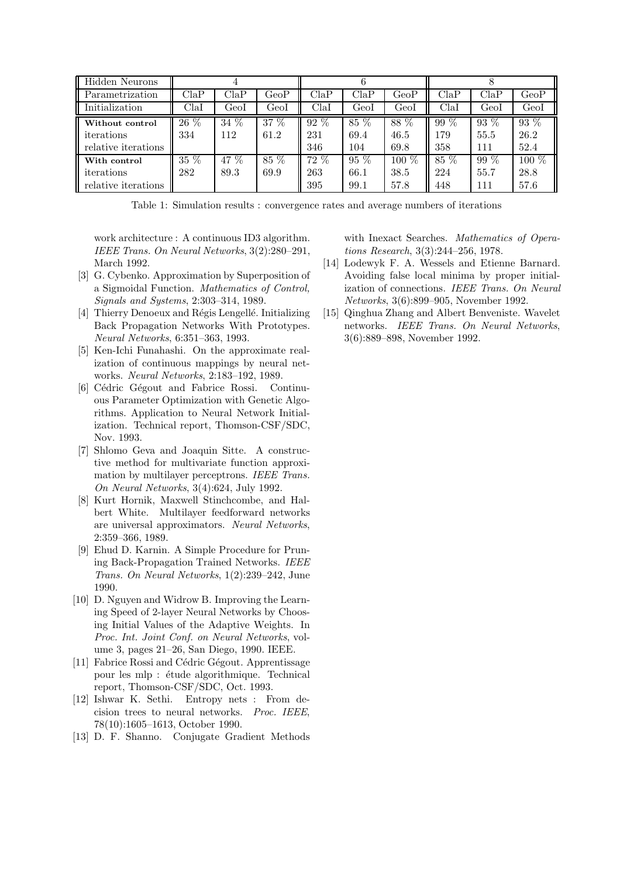| Hidden Neurons | 4 | | | 6 | | | 8 | | |
|---|---|---|---|---|---|---|---|---|---|
| Parametrization | ClaP | ClaP | GeoP | ClaP | ClaP | GeoP | ClaP | ClaP | GeoP |
| Initialization | ClaI | GeoI | GeoI | ClaI | GeoI | GeoI | ClaI | GeoI | GeoI |
| **Without control** | 26 % | 34 % | 37 % | 92 % | 85 % | 88 % | 99 % | 93 % | 93 % |
| iterations | 334 | 112 | 61.2 | 231 | 69.4 | 46.5 | 179 | 55.5 | 26.2 |
| relative iterations | | | | 346 | 104 | 69.8 | 358 | 111 | 52.4 |
| **With control** | 35 % | 47 % | 85 % | 72 % | 95 % | 100 % | 85 % | 99 % | 100 % |
| iterations | 282 | 89.3 | 69.9 | 263 | 66.1 | 38.5 | 224 | 55.7 | 28.8 |
| relative iterations | | | | 395 | 99.1 | 57.8 | 448 | 111 | 57.6 |

Table 1: Simulation results : convergence rates and average numbers of iterations

work architecture : A continuous ID3 algorithm. *IEEE Trans. On Neural Networks*, 3(2):280–291, March 1992.

[3] G. Cybenko. Approximation by Superposition of a Sigmoidal Function. *Mathematics of Control, Signals and Systems*, 2:303–314, 1989.

[4] Thierry Denoeux and Régis Lengellé. Initializing Back Propagation Networks With Prototypes. *Neural Networks*, 6:351–363, 1993.

[5] Ken-Ichi Funahashi. On the approximate realization of continuous mappings by neural networks. *Neural Networks*, 2:183–192, 1989.

[6] Cédric Gégout and Fabrice Rossi. Continuous Parameter Optimization with Genetic Algorithms. Application to Neural Network Initialization. Technical report, Thomson-CSF/SDC, Nov. 1993.

[7] Shlomo Geva and Joaquin Sitte. A constructive method for multivariate function approximation by multilayer perceptrons. *IEEE Trans. On Neural Networks*, 3(4):624, July 1992.

[8] Kurt Hornik, Maxwell Stinchcombe, and Halbert White. Multilayer feedforward networks are universal approximators. *Neural Networks*, 2:359–366, 1989.

[9] Ehud D. Karnin. A Simple Procedure for Pruning Back-Propagation Trained Networks. *IEEE Trans. On Neural Networks*, 1(2):239–242, June 1990.

[10] D. Nguyen and Widrow B. Improving the Learning Speed of 2-layer Neural Networks by Choosing Initial Values of the Adaptive Weights. In *Proc. Int. Joint Conf. on Neural Networks*, volume 3, pages 21–26, San Diego, 1990. IEEE.

[11] Fabrice Rossi and Cédric Gégout. Apprentissage pour les mlp : étude algorithmique. Technical report, Thomson-CSF/SDC, Oct. 1993.

[12] Ishwar K. Sethi. Entropy nets : From decision trees to neural networks. *Proc. IEEE*, 78(10):1605–1613, October 1990.

[13] D. F. Shanno. Conjugate Gradient Methods with Inexact Searches. *Mathematics of Operations Research*, 3(3):244–256, 1978.

[14] Lodewyk F. A. Wessels and Etienne Barnard. Avoiding false local minima by proper initialization of connections. *IEEE Trans. On Neural Networks*, 3(6):899–905, November 1992.

[15] Qinghua Zhang and Albert Benveniste. Wavelet networks. *IEEE Trans. On Neural Networks*, 3(6):889–898, November 1992.